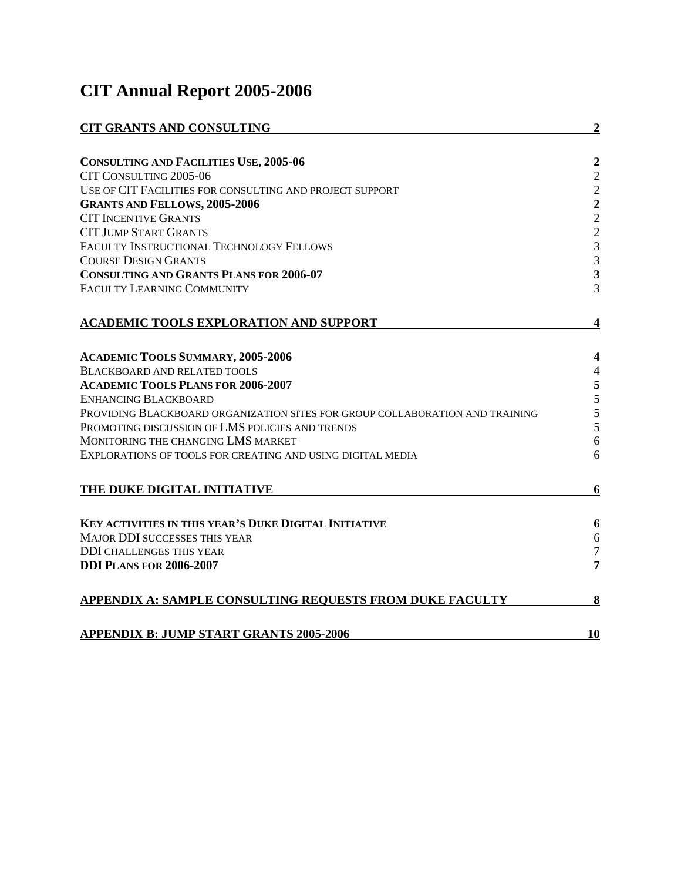# CIT Annual Report 2005-2006

| | |
|---|---|
| **CIT GRANTS AND CONSULTING** | **2** |
| **CONSULTING AND FACILITIES USE, 2005-06** | **2** |
| CIT CONSULTING 2005-06 | 2 |
| USE OF CIT FACILITIES FOR CONSULTING AND PROJECT SUPPORT | 2 |
| **GRANTS AND FELLOWS, 2005-2006** | **2** |
| CIT INCENTIVE GRANTS | 2 |
| CIT JUMP START GRANTS | 2 |
| FACULTY INSTRUCTIONAL TECHNOLOGY FELLOWS | 3 |
| COURSE DESIGN GRANTS | 3 |
| **CONSULTING AND GRANTS PLANS FOR 2006-07** | **3** |
| FACULTY LEARNING COMMUNITY | 3 |
| **ACADEMIC TOOLS EXPLORATION AND SUPPORT** | **4** |
| **ACADEMIC TOOLS SUMMARY, 2005-2006** | **4** |
| BLACKBOARD AND RELATED TOOLS | 4 |
| **ACADEMIC TOOLS PLANS FOR 2006-2007** | **5** |
| ENHANCING BLACKBOARD | 5 |
| PROVIDING BLACKBOARD ORGANIZATION SITES FOR GROUP COLLABORATION AND TRAINING | 5 |
| PROMOTING DISCUSSION OF LMS POLICIES AND TRENDS | 5 |
| MONITORING THE CHANGING LMS MARKET | 6 |
| EXPLORATIONS OF TOOLS FOR CREATING AND USING DIGITAL MEDIA | 6 |
| **THE DUKE DIGITAL INITIATIVE** | **6** |
| **KEY ACTIVITIES IN THIS YEAR'S DUKE DIGITAL INITIATIVE** | **6** |
| MAJOR DDI SUCCESSES THIS YEAR | 6 |
| DDI CHALLENGES THIS YEAR | 7 |
| **DDI PLANS FOR 2006-2007** | **7** |
| **APPENDIX A: SAMPLE CONSULTING REQUESTS FROM DUKE FACULTY** | **8** |
| **APPENDIX B: JUMP START GRANTS 2005-2006** | **10** |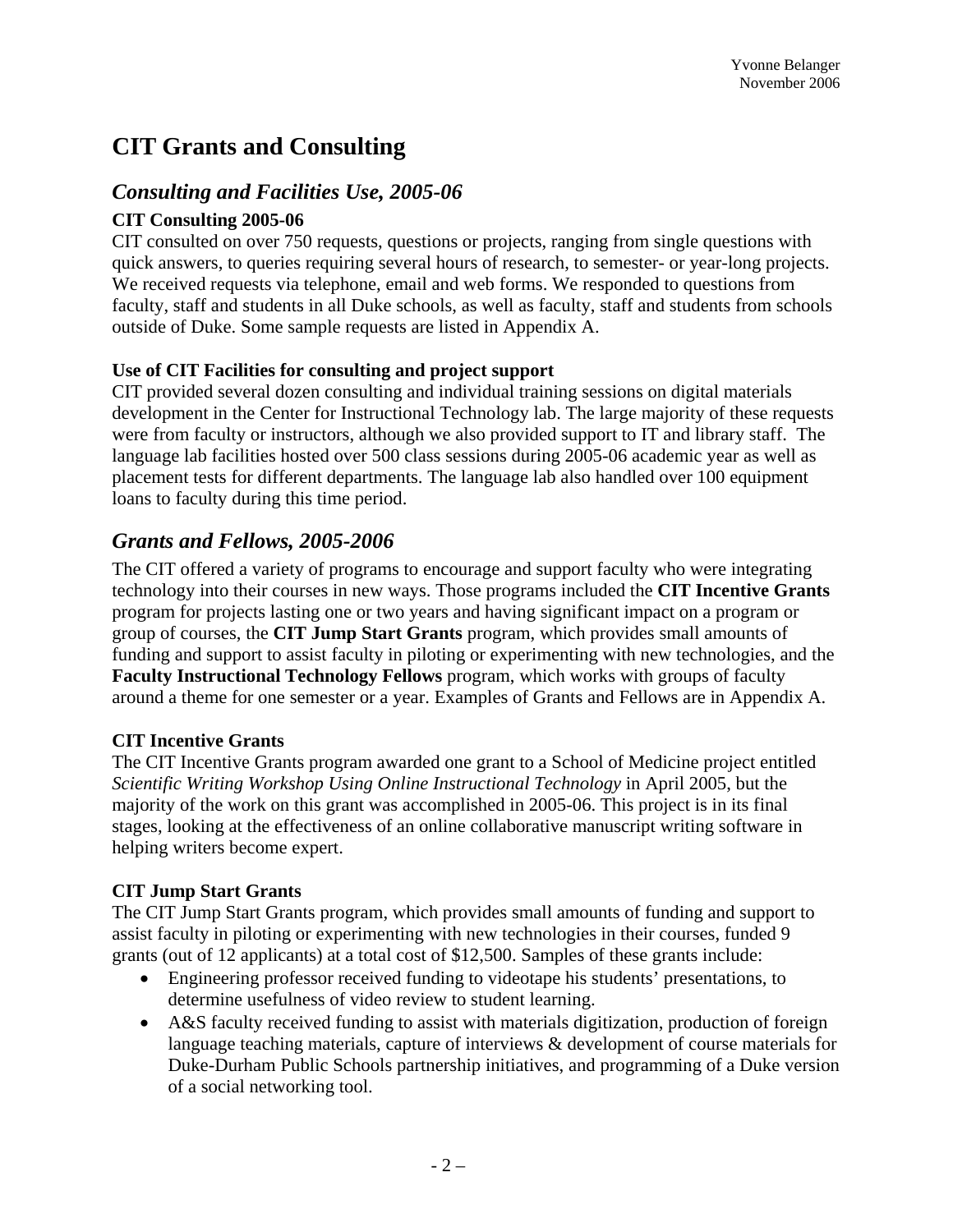# CIT Grants and Consulting

## *Consulting and Facilities Use, 2005-06*

### CIT Consulting 2005-06

CIT consulted on over 750 requests, questions or projects, ranging from single questions with quick answers, to queries requiring several hours of research, to semester- or year-long projects. We received requests via telephone, email and web forms. We responded to questions from faculty, staff and students in all Duke schools, as well as faculty, staff and students from schools outside of Duke. Some sample requests are listed in Appendix A.

### Use of CIT Facilities for consulting and project support

CIT provided several dozen consulting and individual training sessions on digital materials development in the Center for Instructional Technology lab. The large majority of these requests were from faculty or instructors, although we also provided support to IT and library staff. The language lab facilities hosted over 500 class sessions during 2005-06 academic year as well as placement tests for different departments. The language lab also handled over 100 equipment loans to faculty during this time period.

## *Grants and Fellows, 2005-2006*

The CIT offered a variety of programs to encourage and support faculty who were integrating technology into their courses in new ways. Those programs included the **CIT Incentive Grants** program for projects lasting one or two years and having significant impact on a program or group of courses, the **CIT Jump Start Grants** program, which provides small amounts of funding and support to assist faculty in piloting or experimenting with new technologies, and the **Faculty Instructional Technology Fellows** program, which works with groups of faculty around a theme for one semester or a year. Examples of Grants and Fellows are in Appendix A.

### CIT Incentive Grants

The CIT Incentive Grants program awarded one grant to a School of Medicine project entitled *Scientific Writing Workshop Using Online Instructional Technology* in April 2005, but the majority of the work on this grant was accomplished in 2005-06. This project is in its final stages, looking at the effectiveness of an online collaborative manuscript writing software in helping writers become expert.

### CIT Jump Start Grants

The CIT Jump Start Grants program, which provides small amounts of funding and support to assist faculty in piloting or experimenting with new technologies in their courses, funded 9 grants (out of 12 applicants) at a total cost of $12,500. Samples of these grants include:

- Engineering professor received funding to videotape his students' presentations, to determine usefulness of video review to student learning.
- A&S faculty received funding to assist with materials digitization, production of foreign language teaching materials, capture of interviews & development of course materials for Duke-Durham Public Schools partnership initiatives, and programming of a Duke version of a social networking tool.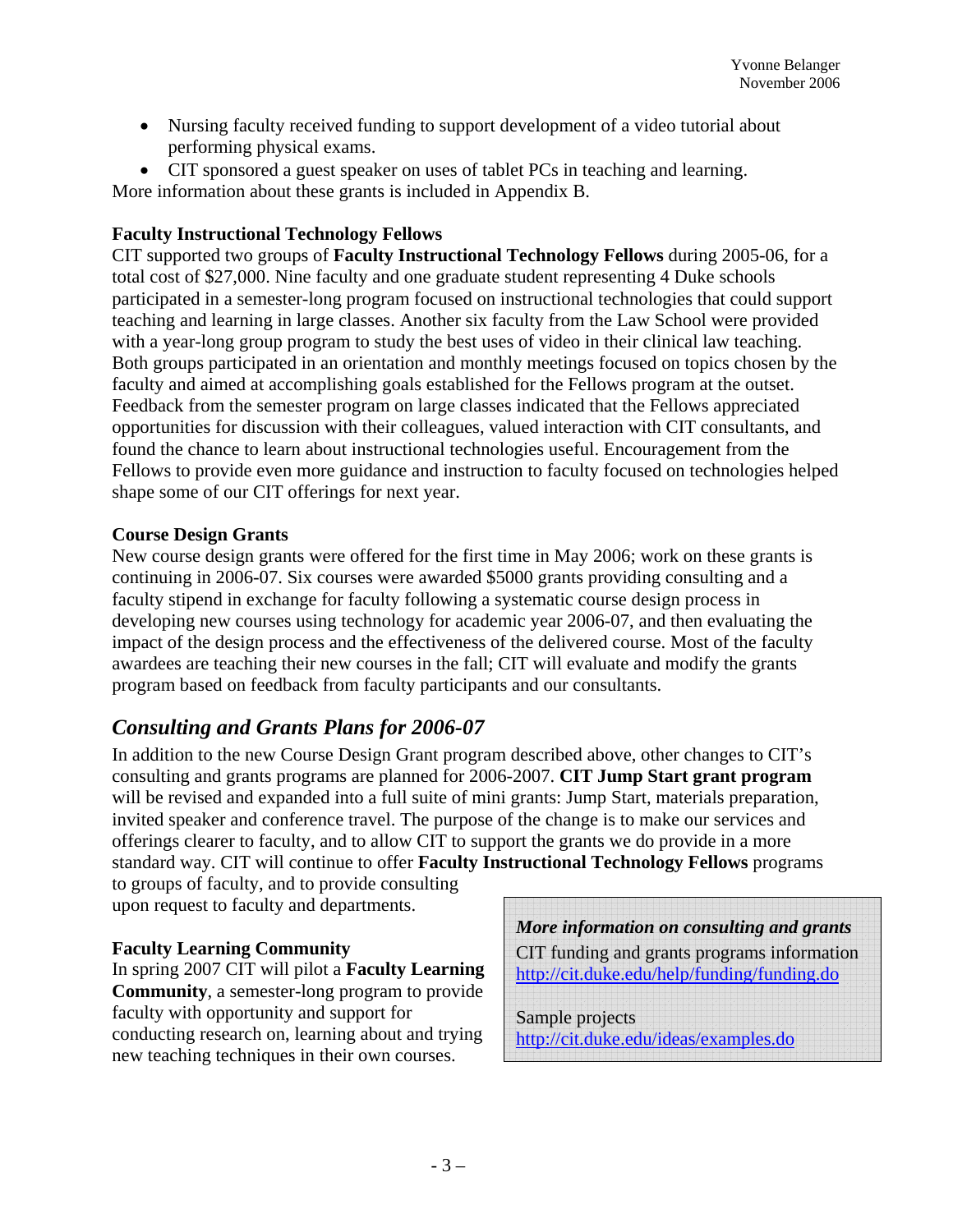- Nursing faculty received funding to support development of a video tutorial about performing physical exams.
- CIT sponsored a guest speaker on uses of tablet PCs in teaching and learning.

More information about these grants is included in Appendix B.

**Faculty Instructional Technology Fellows**

CIT supported two groups of **Faculty Instructional Technology Fellows** during 2005-06, for a total cost of $27,000. Nine faculty and one graduate student representing 4 Duke schools participated in a semester-long program focused on instructional technologies that could support teaching and learning in large classes. Another six faculty from the Law School were provided with a year-long group program to study the best uses of video in their clinical law teaching. Both groups participated in an orientation and monthly meetings focused on topics chosen by the faculty and aimed at accomplishing goals established for the Fellows program at the outset. Feedback from the semester program on large classes indicated that the Fellows appreciated opportunities for discussion with their colleagues, valued interaction with CIT consultants, and found the chance to learn about instructional technologies useful. Encouragement from the Fellows to provide even more guidance and instruction to faculty focused on technologies helped shape some of our CIT offerings for next year.

**Course Design Grants**

New course design grants were offered for the first time in May 2006; work on these grants is continuing in 2006-07. Six courses were awarded $5000 grants providing consulting and a faculty stipend in exchange for faculty following a systematic course design process in developing new courses using technology for academic year 2006-07, and then evaluating the impact of the design process and the effectiveness of the delivered course. Most of the faculty awardees are teaching their new courses in the fall; CIT will evaluate and modify the grants program based on feedback from faculty participants and our consultants.

## *Consulting and Grants Plans for 2006-07*

In addition to the new Course Design Grant program described above, other changes to CIT's consulting and grants programs are planned for 2006-2007. **CIT Jump Start grant program** will be revised and expanded into a full suite of mini grants: Jump Start, materials preparation, invited speaker and conference travel. The purpose of the change is to make our services and offerings clearer to faculty, and to allow CIT to support the grants we do provide in a more standard way. CIT will continue to offer **Faculty Instructional Technology Fellows** programs to groups of faculty, and to provide consulting upon request to faculty and departments.

**Faculty Learning Community**

In spring 2007 CIT will pilot a **Faculty Learning Community**, a semester-long program to provide faculty with opportunity and support for conducting research on, learning about and trying new teaching techniques in their own courses.

> ***More information on consulting and grants***
>
> CIT funding and grants programs information
> http://cit.duke.edu/help/funding/funding.do
>
> Sample projects
> http://cit.duke.edu/ideas/examples.do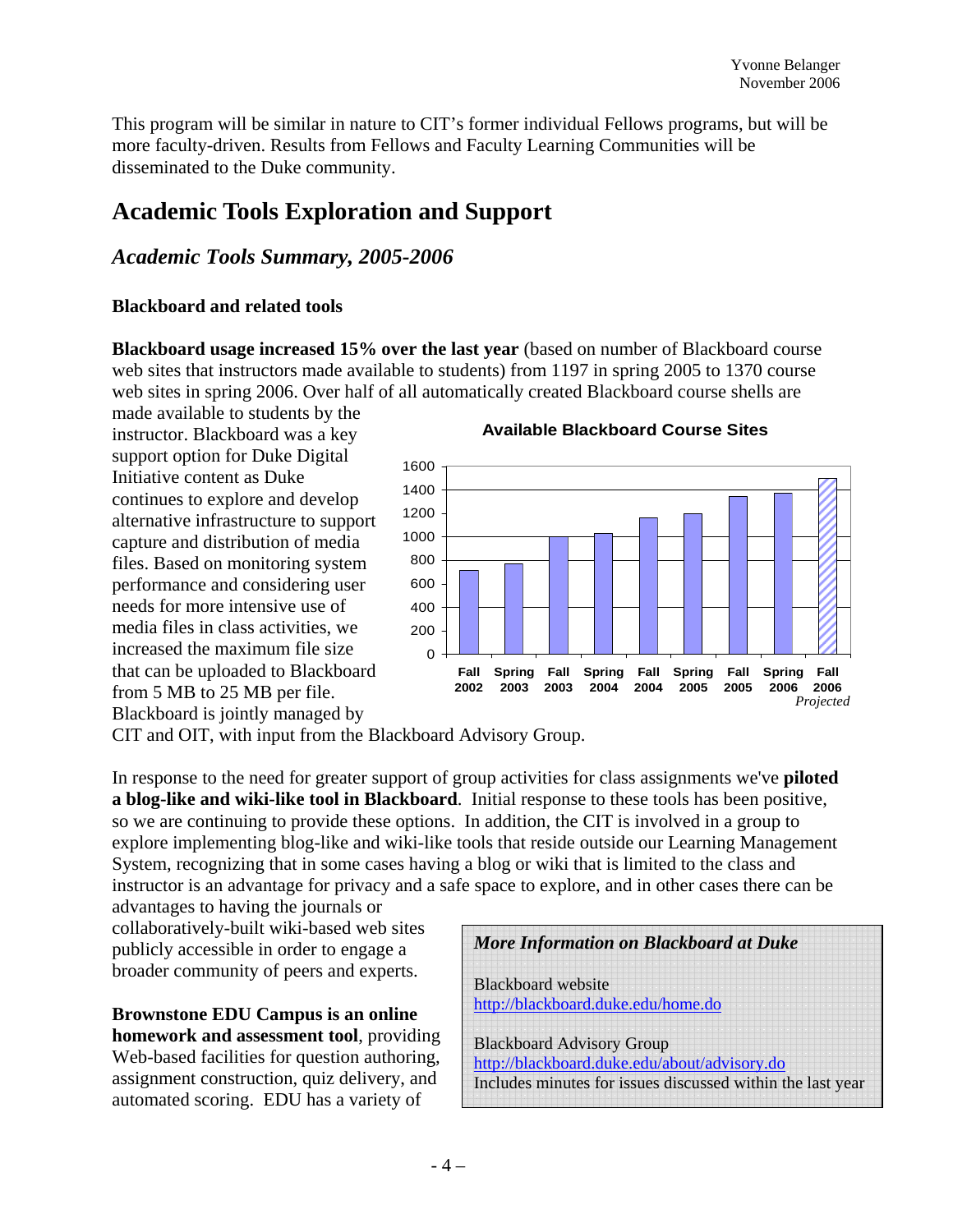This program will be similar in nature to CIT's former individual Fellows programs, but will be more faculty-driven. Results from Fellows and Faculty Learning Communities will be disseminated to the Duke community.

# Academic Tools Exploration and Support

## *Academic Tools Summary, 2005-2006*

### Blackboard and related tools

**Blackboard usage increased 15% over the last year** (based on number of Blackboard course web sites that instructors made available to students) from 1197 in spring 2005 to 1370 course web sites in spring 2006. Over half of all automatically created Blackboard course shells are made available to students by the instructor. Blackboard was a key support option for Duke Digital Initiative content as Duke continues to explore and develop alternative infrastructure to support capture and distribution of media files. Based on monitoring system performance and considering user needs for more intensive use of media files in class activities, we increased the maximum file size that can be uploaded to Blackboard from 5 MB to 25 MB per file. Blackboard is jointly managed by CIT and OIT, with input from the Blackboard Advisory Group.

**Available Blackboard Course Sites**

| Semester | Course Sites (approx.) |
|---|---|
| Fall 2002 | 710 |
| Spring 2003 | 770 |
| Fall 2003 | 1000 |
| Spring 2004 | 1030 |
| Fall 2004 | 1160 |
| Spring 2005 | 1197 |
| Fall 2005 | 1350 |
| Spring 2006 | 1370 |
| Fall 2006 (*Projected*) | 1500 |

In response to the need for greater support of group activities for class assignments we've **piloted a blog-like and wiki-like tool in Blackboard**. Initial response to these tools has been positive, so we are continuing to provide these options. In addition, the CIT is involved in a group to explore implementing blog-like and wiki-like tools that reside outside our Learning Management System, recognizing that in some cases having a blog or wiki that is limited to the class and instructor is an advantage for privacy and a safe space to explore, and in other cases there can be advantages to having the journals or collaboratively-built wiki-based web sites publicly accessible in order to engage a broader community of peers and experts.

> ***More Information on Blackboard at Duke***
>
> Blackboard website
> http://blackboard.duke.edu/home.do
>
> Blackboard Advisory Group
> http://blackboard.duke.edu/about/advisory.do
> Includes minutes for issues discussed within the last year

**Brownstone EDU Campus is an online homework and assessment tool**, providing Web-based facilities for question authoring, assignment construction, quiz delivery, and automated scoring. EDU has a variety of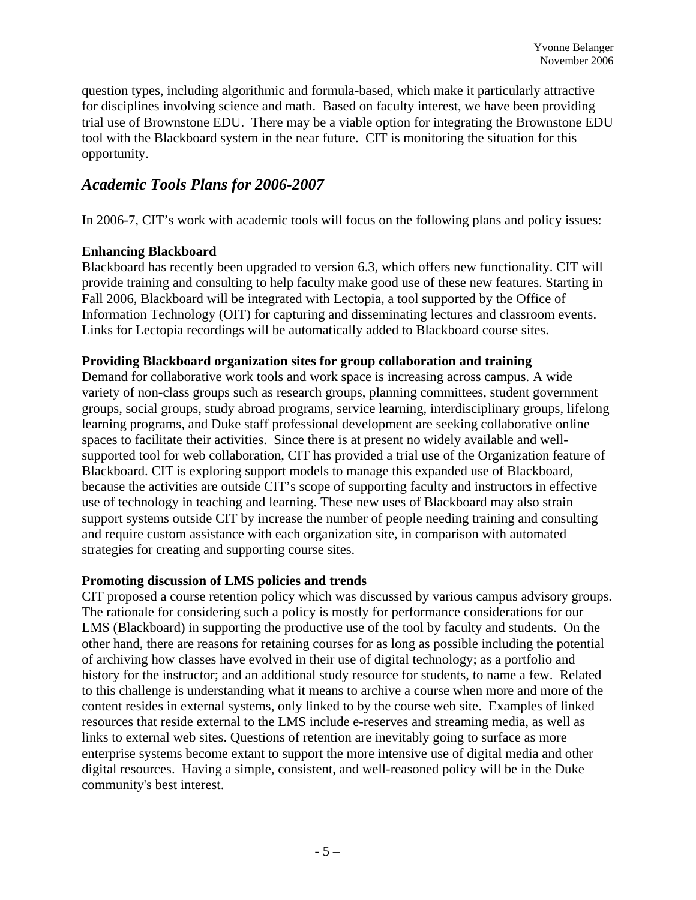question types, including algorithmic and formula-based, which make it particularly attractive for disciplines involving science and math. Based on faculty interest, we have been providing trial use of Brownstone EDU. There may be a viable option for integrating the Brownstone EDU tool with the Blackboard system in the near future. CIT is monitoring the situation for this opportunity.

## *Academic Tools Plans for 2006-2007*

In 2006-7, CIT's work with academic tools will focus on the following plans and policy issues:

**Enhancing Blackboard**
Blackboard has recently been upgraded to version 6.3, which offers new functionality. CIT will provide training and consulting to help faculty make good use of these new features. Starting in Fall 2006, Blackboard will be integrated with Lectopia, a tool supported by the Office of Information Technology (OIT) for capturing and disseminating lectures and classroom events. Links for Lectopia recordings will be automatically added to Blackboard course sites.

**Providing Blackboard organization sites for group collaboration and training**
Demand for collaborative work tools and work space is increasing across campus. A wide variety of non-class groups such as research groups, planning committees, student government groups, social groups, study abroad programs, service learning, interdisciplinary groups, lifelong learning programs, and Duke staff professional development are seeking collaborative online spaces to facilitate their activities. Since there is at present no widely available and well-supported tool for web collaboration, CIT has provided a trial use of the Organization feature of Blackboard. CIT is exploring support models to manage this expanded use of Blackboard, because the activities are outside CIT's scope of supporting faculty and instructors in effective use of technology in teaching and learning. These new uses of Blackboard may also strain support systems outside CIT by increase the number of people needing training and consulting and require custom assistance with each organization site, in comparison with automated strategies for creating and supporting course sites.

**Promoting discussion of LMS policies and trends**
CIT proposed a course retention policy which was discussed by various campus advisory groups. The rationale for considering such a policy is mostly for performance considerations for our LMS (Blackboard) in supporting the productive use of the tool by faculty and students. On the other hand, there are reasons for retaining courses for as long as possible including the potential of archiving how classes have evolved in their use of digital technology; as a portfolio and history for the instructor; and an additional study resource for students, to name a few. Related to this challenge is understanding what it means to archive a course when more and more of the content resides in external systems, only linked to by the course web site. Examples of linked resources that reside external to the LMS include e-reserves and streaming media, as well as links to external web sites. Questions of retention are inevitably going to surface as more enterprise systems become extant to support the more intensive use of digital media and other digital resources. Having a simple, consistent, and well-reasoned policy will be in the Duke community's best interest.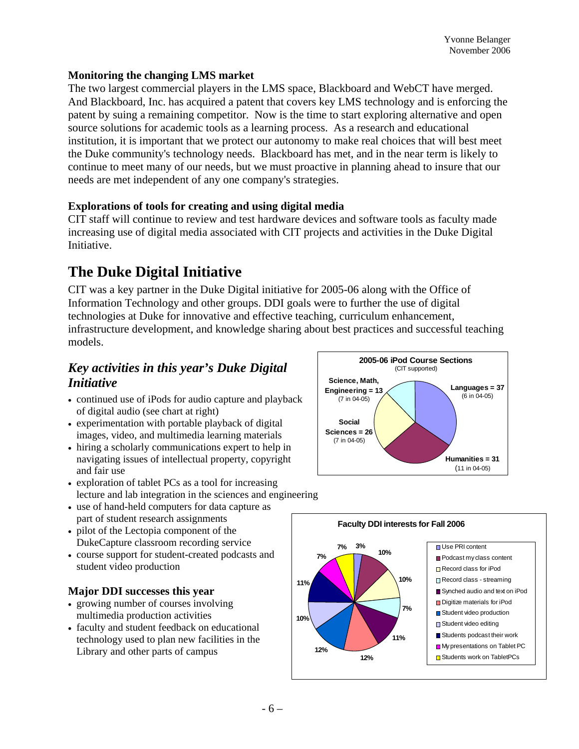### Monitoring the changing LMS market

The two largest commercial players in the LMS space, Blackboard and WebCT have merged. And Blackboard, Inc. has acquired a patent that covers key LMS technology and is enforcing the patent by suing a remaining competitor. Now is the time to start exploring alternative and open source solutions for academic tools as a learning process. As a research and educational institution, it is important that we protect our autonomy to make real choices that will best meet the Duke community's technology needs. Blackboard has met, and in the near term is likely to continue to meet many of our needs, but we must proactive in planning ahead to insure that our needs are met independent of any one company's strategies.

### Explorations of tools for creating and using digital media

CIT staff will continue to review and test hardware devices and software tools as faculty made increasing use of digital media associated with CIT projects and activities in the Duke Digital Initiative.

# The Duke Digital Initiative

CIT was a key partner in the Duke Digital initiative for 2005-06 along with the Office of Information Technology and other groups. DDI goals were to further the use of digital technologies at Duke for innovative and effective teaching, curriculum enhancement, infrastructure development, and knowledge sharing about best practices and successful teaching models.

## *Key activities in this year's Duke Digital Initiative*

- continued use of iPods for audio capture and playback of digital audio (see chart at right)
- experimentation with portable playback of digital images, video, and multimedia learning materials
- hiring a scholarly communications expert to help in navigating issues of intellectual property, copyright and fair use
- exploration of tablet PCs as a tool for increasing lecture and lab integration in the sciences and engineering
- use of hand-held computers for data capture as part of student research assignments
- pilot of the Lectopia component of the DukeCapture classroom recording service
- course support for student-created podcasts and student video production

**2005-06 iPod Course Sections** (CIT supported)

| Area | 2005-06 | 04-05 |
| --- | --- | --- |
| Languages | 37 | 6 |
| Humanities | 31 | 11 |
| Social Sciences | 26 | 7 |
| Science, Math, Engineering | 13 | 7 |

### Major DDI successes this year

- growing number of courses involving multimedia production activities
- faculty and student feedback on educational technology used to plan new facilities in the Library and other parts of campus

**Faculty DDI interests for Fall 2006**

| Interest | % |
| --- | --- |
| Use PRI content | 3% |
| Podcast my class content | 10% |
| Record class for iPod | 10% |
| Record class - streaming | 7% |
| Synched audio and text on iPod | 11% |
| Digitize materials for iPod | 12% |
| Student video production | 12% |
| Student video editing | 10% |
| Students podcast their work | 11% |
| My presentations on Tablet PC | 7% |
| Students work on TabletPCs | 7% |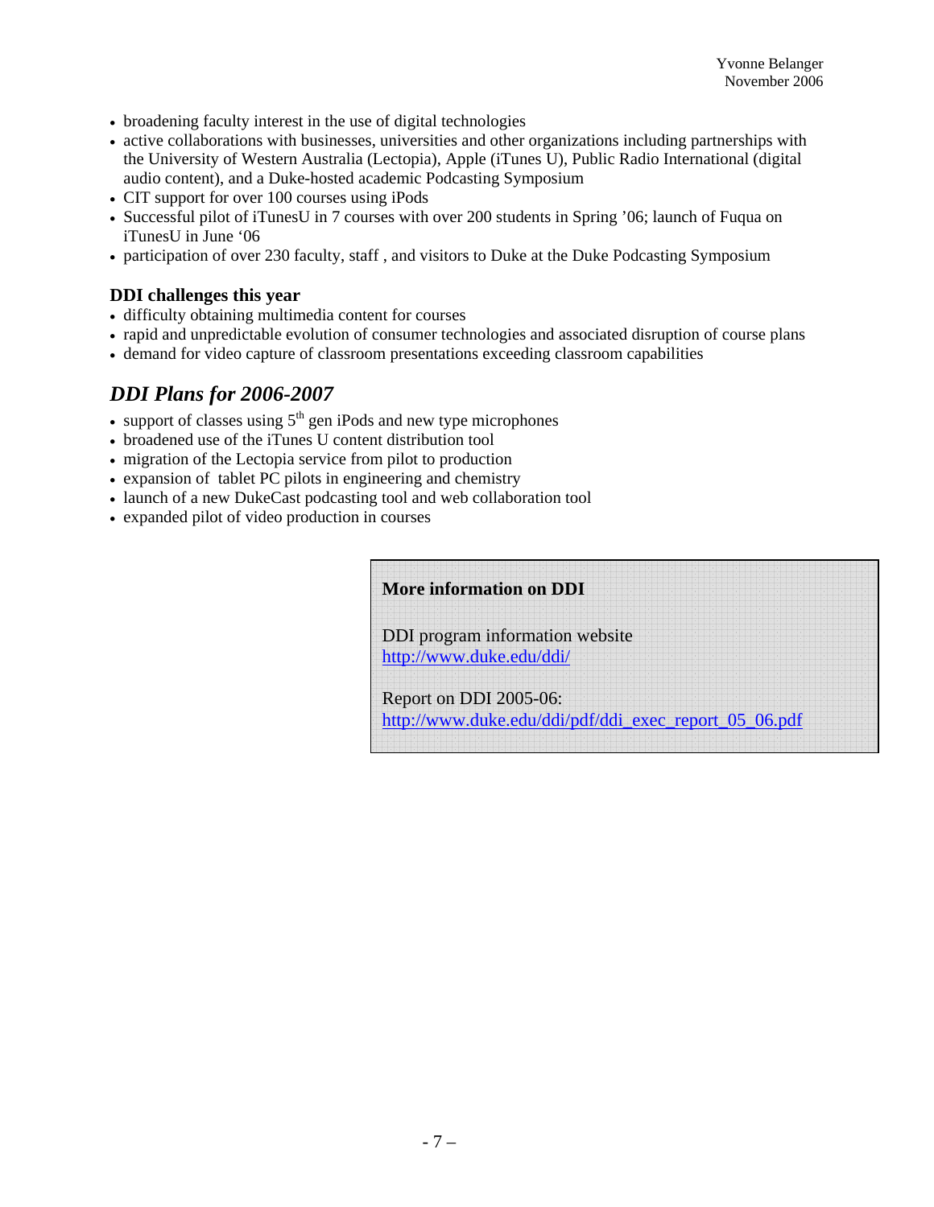- broadening faculty interest in the use of digital technologies
- active collaborations with businesses, universities and other organizations including partnerships with the University of Western Australia (Lectopia), Apple (iTunes U), Public Radio International (digital audio content), and a Duke-hosted academic Podcasting Symposium
- CIT support for over 100 courses using iPods
- Successful pilot of iTunesU in 7 courses with over 200 students in Spring '06; launch of Fuqua on iTunesU in June '06
- participation of over 230 faculty, staff , and visitors to Duke at the Duke Podcasting Symposium

### DDI challenges this year

- difficulty obtaining multimedia content for courses
- rapid and unpredictable evolution of consumer technologies and associated disruption of course plans
- demand for video capture of classroom presentations exceeding classroom capabilities

## *DDI Plans for 2006-2007*

- support of classes using 5th gen iPods and new type microphones
- broadened use of the iTunes U content distribution tool
- migration of the Lectopia service from pilot to production
- expansion of tablet PC pilots in engineering and chemistry
- launch of a new DukeCast podcasting tool and web collaboration tool
- expanded pilot of video production in courses

**More information on DDI**

DDI program information website
http://www.duke.edu/ddi/

Report on DDI 2005-06:
http://www.duke.edu/ddi/pdf/ddi_exec_report_05_06.pdf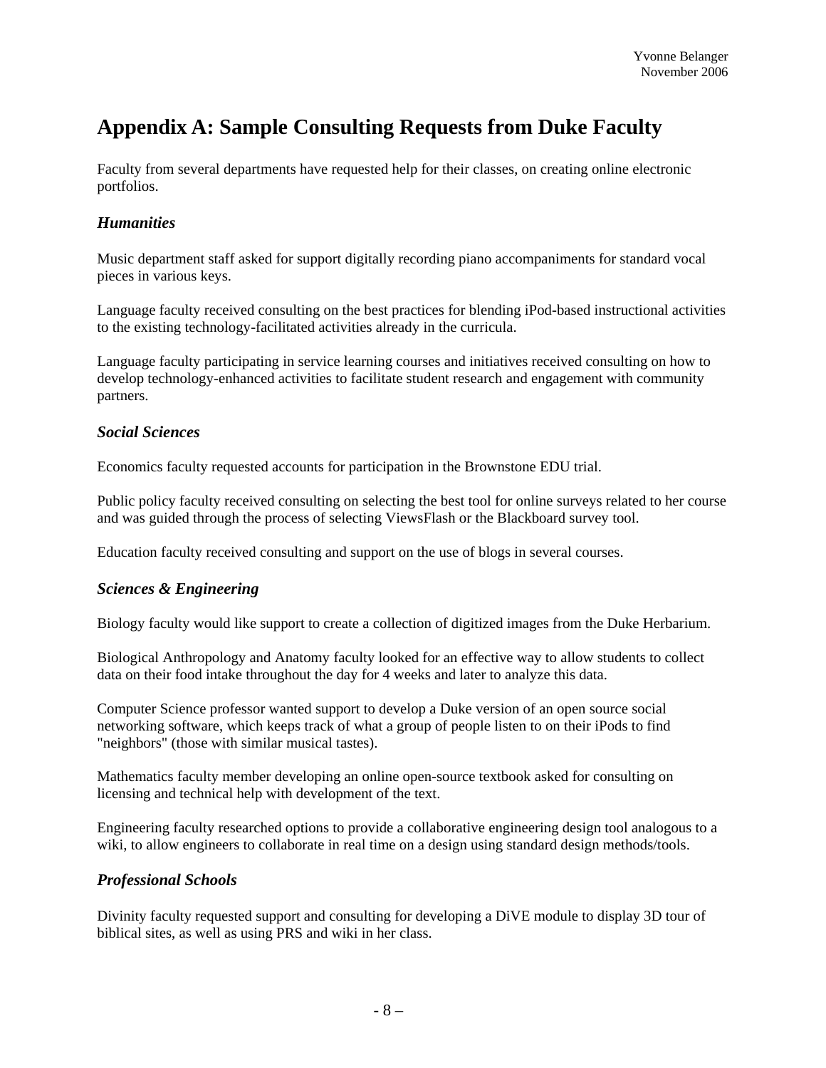# Appendix A: Sample Consulting Requests from Duke Faculty

Faculty from several departments have requested help for their classes, on creating online electronic portfolios.

### *Humanities*

Music department staff asked for support digitally recording piano accompaniments for standard vocal pieces in various keys.

Language faculty received consulting on the best practices for blending iPod-based instructional activities to the existing technology-facilitated activities already in the curricula.

Language faculty participating in service learning courses and initiatives received consulting on how to develop technology-enhanced activities to facilitate student research and engagement with community partners.

### *Social Sciences*

Economics faculty requested accounts for participation in the Brownstone EDU trial.

Public policy faculty received consulting on selecting the best tool for online surveys related to her course and was guided through the process of selecting ViewsFlash or the Blackboard survey tool.

Education faculty received consulting and support on the use of blogs in several courses.

### *Sciences & Engineering*

Biology faculty would like support to create a collection of digitized images from the Duke Herbarium.

Biological Anthropology and Anatomy faculty looked for an effective way to allow students to collect data on their food intake throughout the day for 4 weeks and later to analyze this data.

Computer Science professor wanted support to develop a Duke version of an open source social networking software, which keeps track of what a group of people listen to on their iPods to find "neighbors" (those with similar musical tastes).

Mathematics faculty member developing an online open-source textbook asked for consulting on licensing and technical help with development of the text.

Engineering faculty researched options to provide a collaborative engineering design tool analogous to a wiki, to allow engineers to collaborate in real time on a design using standard design methods/tools.

### *Professional Schools*

Divinity faculty requested support and consulting for developing a DiVE module to display 3D tour of biblical sites, as well as using PRS and wiki in her class.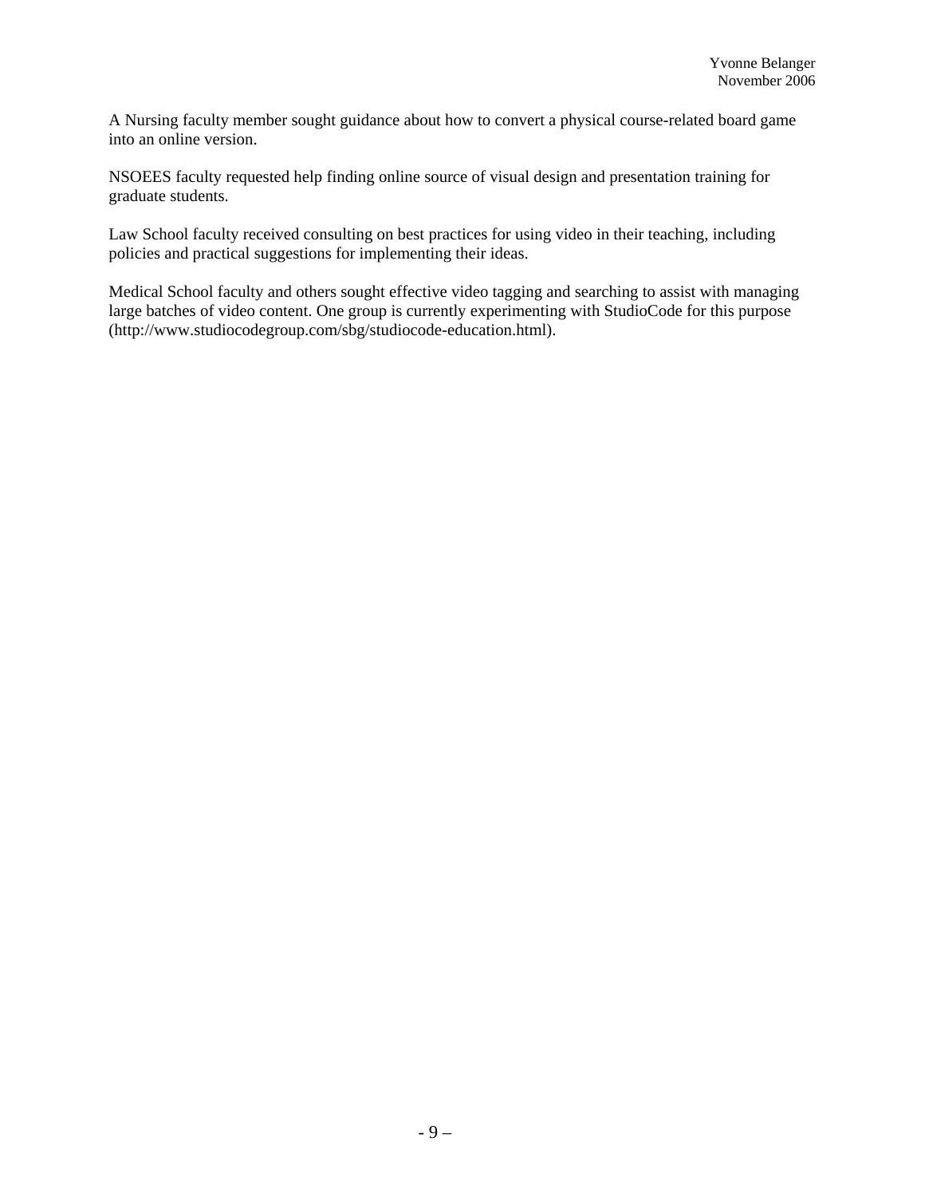A Nursing faculty member sought guidance about how to convert a physical course-related board game into an online version.

NSOEES faculty requested help finding online source of visual design and presentation training for graduate students.

Law School faculty received consulting on best practices for using video in their teaching, including policies and practical suggestions for implementing their ideas.

Medical School faculty and others sought effective video tagging and searching to assist with managing large batches of video content. One group is currently experimenting with StudioCode for this purpose (http://www.studiocodegroup.com/sbg/studiocode-education.html).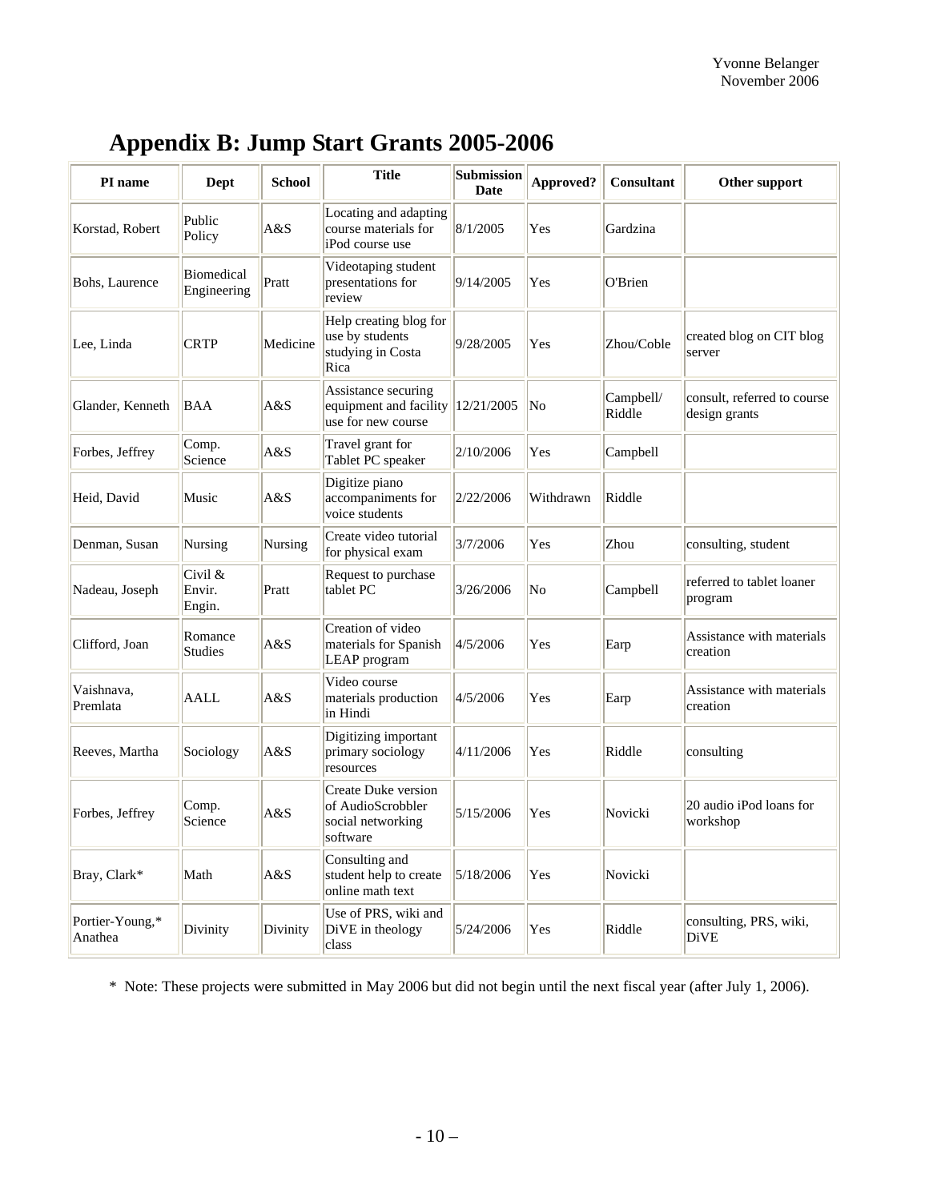# Appendix B: Jump Start Grants 2005-2006

| PI name | Dept | School | Title | Submission Date | Approved? | Consultant | Other support |
|---|---|---|---|---|---|---|---|
| Korstad, Robert | Public Policy | A&S | Locating and adapting course materials for iPod course use | 8/1/2005 | Yes | Gardzina | |
| Bohs, Laurence | Biomedical Engineering | Pratt | Videotaping student presentations for review | 9/14/2005 | Yes | O'Brien | |
| Lee, Linda | CRTP | Medicine | Help creating blog for use by students studying in Costa Rica | 9/28/2005 | Yes | Zhou/Coble | created blog on CIT blog server |
| Glander, Kenneth | BAA | A&S | Assistance securing equipment and facility use for new course | 12/21/2005 | No | Campbell/ Riddle | consult, referred to course design grants |
| Forbes, Jeffrey | Comp. Science | A&S | Travel grant for Tablet PC speaker | 2/10/2006 | Yes | Campbell | |
| Heid, David | Music | A&S | Digitize piano accompaniments for voice students | 2/22/2006 | Withdrawn | Riddle | |
| Denman, Susan | Nursing | Nursing | Create video tutorial for physical exam | 3/7/2006 | Yes | Zhou | consulting, student |
| Nadeau, Joseph | Civil & Envir. Engin. | Pratt | Request to purchase tablet PC | 3/26/2006 | No | Campbell | referred to tablet loaner program |
| Clifford, Joan | Romance Studies | A&S | Creation of video materials for Spanish LEAP program | 4/5/2006 | Yes | Earp | Assistance with materials creation |
| Vaishnava, Premlata | AALL | A&S | Video course materials production in Hindi | 4/5/2006 | Yes | Earp | Assistance with materials creation |
| Reeves, Martha | Sociology | A&S | Digitizing important primary sociology resources | 4/11/2006 | Yes | Riddle | consulting |
| Forbes, Jeffrey | Comp. Science | A&S | Create Duke version of AudioScrobbler social networking software | 5/15/2006 | Yes | Novicki | 20 audio iPod loans for workshop |
| Bray, Clark* | Math | A&S | Consulting and student help to create online math text | 5/18/2006 | Yes | Novicki | |
| Portier-Young,* Anathea | Divinity | Divinity | Use of PRS, wiki and DiVE in theology class | 5/24/2006 | Yes | Riddle | consulting, PRS, wiki, DiVE |

\* Note: These projects were submitted in May 2006 but did not begin until the next fiscal year (after July 1, 2006).